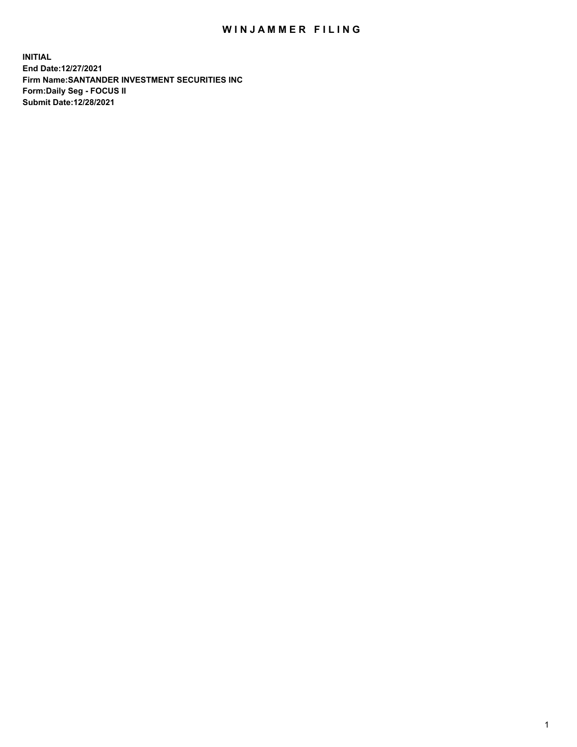# WINJAMMER FILING

**INITIAL**
**End Date:12/27/2021**
**Firm Name:SANTANDER INVESTMENT SECURITIES INC**
**Form:Daily Seg - FOCUS II**
**Submit Date:12/28/2021**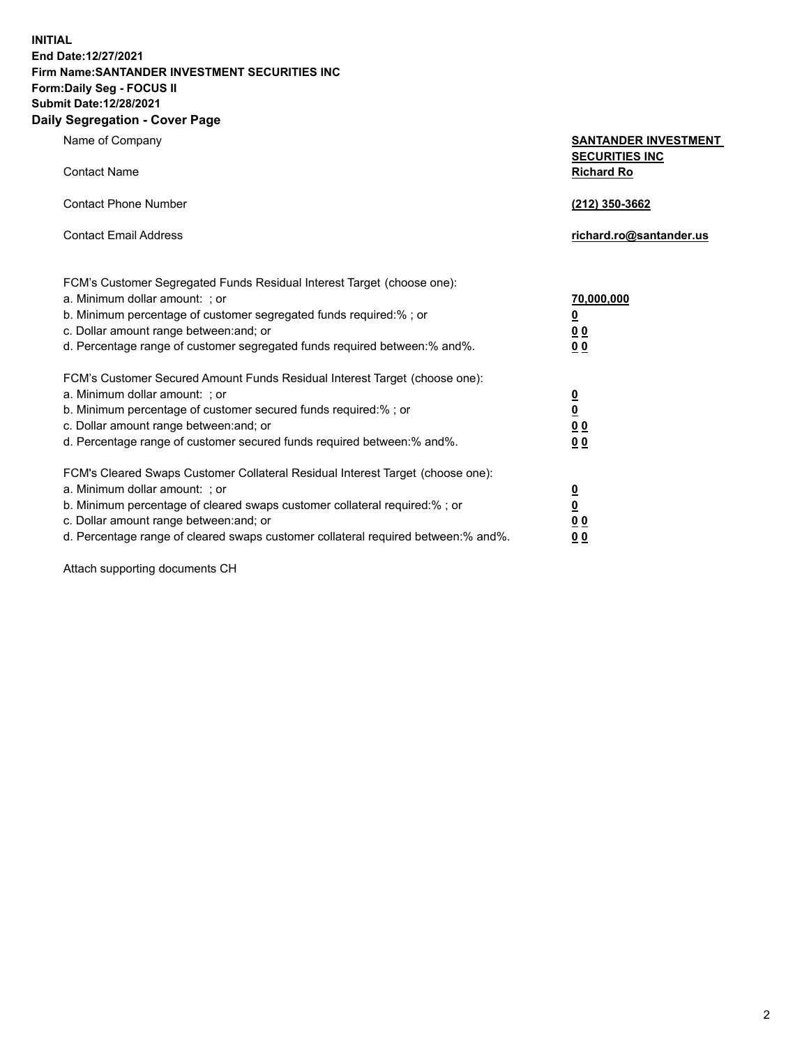**INITIAL**
**End Date:12/27/2021**
**Firm Name:SANTANDER INVESTMENT SECURITIES INC**
**Form:Daily Seg - FOCUS II**
**Submit Date:12/28/2021**

## Daily Segregation - Cover Page

| | |
|---|---|
| Name of Company | **SANTANDER INVESTMENT SECURITIES INC** |
| Contact Name | **Richard Ro** |
| Contact Phone Number | **(212) 350-3662** |
| Contact Email Address | **richard.ro@santander.us** |

FCM's Customer Segregated Funds Residual Interest Target (choose one):

| | |
|---|---|
| a. Minimum dollar amount: ; or | **70,000,000** |
| b. Minimum percentage of customer segregated funds required:% ; or | **0** |
| c. Dollar amount range between:and; or | **0 0** |
| d. Percentage range of customer segregated funds required between:% and%. | **0 0** |

FCM's Customer Secured Amount Funds Residual Interest Target (choose one):

| | |
|---|---|
| a. Minimum dollar amount: ; or | **0** |
| b. Minimum percentage of customer secured funds required:% ; or | **0** |
| c. Dollar amount range between:and; or | **0 0** |
| d. Percentage range of customer secured funds required between:% and%. | **0 0** |

FCM's Cleared Swaps Customer Collateral Residual Interest Target (choose one):

| | |
|---|---|
| a. Minimum dollar amount: ; or | **0** |
| b. Minimum percentage of cleared swaps customer collateral required:% ; or | **0** |
| c. Dollar amount range between:and; or | **0 0** |
| d. Percentage range of cleared swaps customer collateral required between:% and%. | **0 0** |

Attach supporting documents CH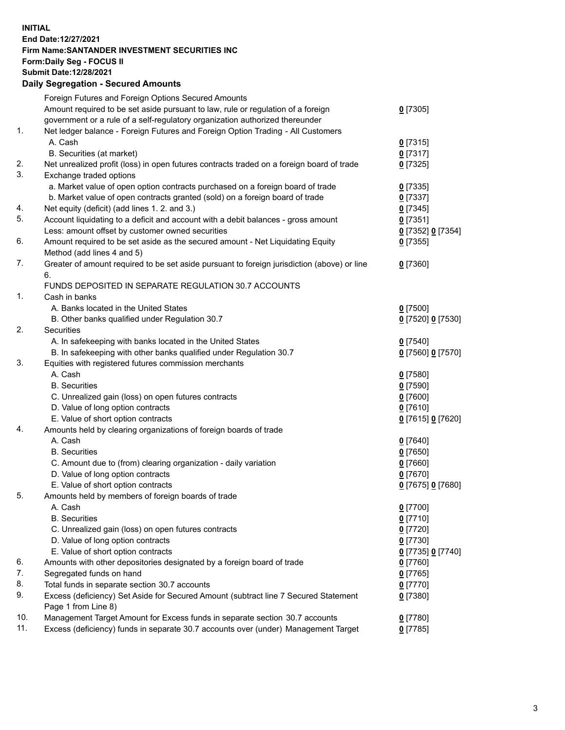**INITIAL**
**End Date:12/27/2021**
**Firm Name:SANTANDER INVESTMENT SECURITIES INC**
**Form:Daily Seg - FOCUS II**
**Submit Date:12/28/2021**

## Daily Segregation - Secured Amounts

| | | |
|---|---|---|
| | Foreign Futures and Foreign Options Secured Amounts | |
| | Amount required to be set aside pursuant to law, rule or regulation of a foreign government or a rule of a self-regulatory organization authorized thereunder | 0 [7305] |
| 1. | Net ledger balance - Foreign Futures and Foreign Option Trading - All Customers | |
| | A. Cash | 0 [7315] |
| | B. Securities (at market) | 0 [7317] |
| 2. | Net unrealized profit (loss) in open futures contracts traded on a foreign board of trade | 0 [7325] |
| 3. | Exchange traded options | |
| | a. Market value of open option contracts purchased on a foreign board of trade | 0 [7335] |
| | b. Market value of open contracts granted (sold) on a foreign board of trade | 0 [7337] |
| 4. | Net equity (deficit) (add lines 1. 2. and 3.) | 0 [7345] |
| 5. | Account liquidating to a deficit and account with a debit balances - gross amount | 0 [7351] |
| | Less: amount offset by customer owned securities | 0 [7352] 0 [7354] |
| 6. | Amount required to be set aside as the secured amount - Net Liquidating Equity Method (add lines 4 and 5) | 0 [7355] |
| 7. | Greater of amount required to be set aside pursuant to foreign jurisdiction (above) or line 6. | 0 [7360] |
| | FUNDS DEPOSITED IN SEPARATE REGULATION 30.7 ACCOUNTS | |
| 1. | Cash in banks | |
| | A. Banks located in the United States | 0 [7500] |
| | B. Other banks qualified under Regulation 30.7 | 0 [7520] 0 [7530] |
| 2. | Securities | |
| | A. In safekeeping with banks located in the United States | 0 [7540] |
| | B. In safekeeping with other banks qualified under Regulation 30.7 | 0 [7560] 0 [7570] |
| 3. | Equities with registered futures commission merchants | |
| | A. Cash | 0 [7580] |
| | B. Securities | 0 [7590] |
| | C. Unrealized gain (loss) on open futures contracts | 0 [7600] |
| | D. Value of long option contracts | 0 [7610] |
| | E. Value of short option contracts | 0 [7615] 0 [7620] |
| 4. | Amounts held by clearing organizations of foreign boards of trade | |
| | A. Cash | 0 [7640] |
| | B. Securities | 0 [7650] |
| | C. Amount due to (from) clearing organization - daily variation | 0 [7660] |
| | D. Value of long option contracts | 0 [7670] |
| | E. Value of short option contracts | 0 [7675] 0 [7680] |
| 5. | Amounts held by members of foreign boards of trade | |
| | A. Cash | 0 [7700] |
| | B. Securities | 0 [7710] |
| | C. Unrealized gain (loss) on open futures contracts | 0 [7720] |
| | D. Value of long option contracts | 0 [7730] |
| | E. Value of short option contracts | 0 [7735] 0 [7740] |
| 6. | Amounts with other depositories designated by a foreign board of trade | 0 [7760] |
| 7. | Segregated funds on hand | 0 [7765] |
| 8. | Total funds in separate section 30.7 accounts | 0 [7770] |
| 9. | Excess (deficiency) Set Aside for Secured Amount (subtract line 7 Secured Statement Page 1 from Line 8) | 0 [7380] |
| 10. | Management Target Amount for Excess funds in separate section 30.7 accounts | 0 [7780] |
| 11. | Excess (deficiency) funds in separate 30.7 accounts over (under) Management Target | 0 [7785] |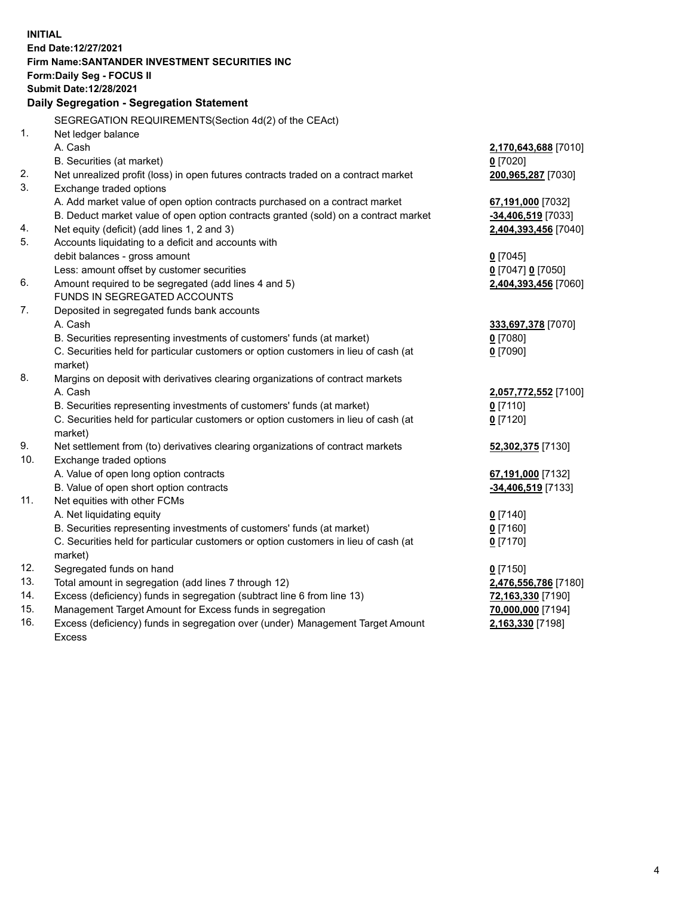**INITIAL**
**End Date:12/27/2021**
**Firm Name:SANTANDER INVESTMENT SECURITIES INC**
**Form:Daily Seg - FOCUS II**
**Submit Date:12/28/2021**

**Daily Segregation - Segregation Statement**

| | | |
|---|---|---|
| | SEGREGATION REQUIREMENTS(Section 4d(2) of the CEAct) | |
| 1. | Net ledger balance | |
| | A. Cash | **2,170,643,688** [7010] |
| | B. Securities (at market) | **0** [7020] |
| 2. | Net unrealized profit (loss) in open futures contracts traded on a contract market | **200,965,287** [7030] |
| 3. | Exchange traded options | |
| | A. Add market value of open option contracts purchased on a contract market | **67,191,000** [7032] |
| | B. Deduct market value of open option contracts granted (sold) on a contract market | **-34,406,519** [7033] |
| 4. | Net equity (deficit) (add lines 1, 2 and 3) | **2,404,393,456** [7040] |
| 5. | Accounts liquidating to a deficit and accounts with debit balances - gross amount | **0** [7045] |
| | Less: amount offset by customer securities | **0** [7047] **0** [7050] |
| 6. | Amount required to be segregated (add lines 4 and 5) | **2,404,393,456** [7060] |
| | FUNDS IN SEGREGATED ACCOUNTS | |
| 7. | Deposited in segregated funds bank accounts | |
| | A. Cash | **333,697,378** [7070] |
| | B. Securities representing investments of customers' funds (at market) | **0** [7080] |
| | C. Securities held for particular customers or option customers in lieu of cash (at market) | **0** [7090] |
| 8. | Margins on deposit with derivatives clearing organizations of contract markets | |
| | A. Cash | **2,057,772,552** [7100] |
| | B. Securities representing investments of customers' funds (at market) | **0** [7110] |
| | C. Securities held for particular customers or option customers in lieu of cash (at market) | **0** [7120] |
| 9. | Net settlement from (to) derivatives clearing organizations of contract markets | **52,302,375** [7130] |
| 10. | Exchange traded options | |
| | A. Value of open long option contracts | **67,191,000** [7132] |
| | B. Value of open short option contracts | **-34,406,519** [7133] |
| 11. | Net equities with other FCMs | |
| | A. Net liquidating equity | **0** [7140] |
| | B. Securities representing investments of customers' funds (at market) | **0** [7160] |
| | C. Securities held for particular customers or option customers in lieu of cash (at market) | **0** [7170] |
| 12. | Segregated funds on hand | **0** [7150] |
| 13. | Total amount in segregation (add lines 7 through 12) | **2,476,556,786** [7180] |
| 14. | Excess (deficiency) funds in segregation (subtract line 6 from line 13) | **72,163,330** [7190] |
| 15. | Management Target Amount for Excess funds in segregation | **70,000,000** [7194] |
| 16. | Excess (deficiency) funds in segregation over (under) Management Target Amount Excess | **2,163,330** [7198] |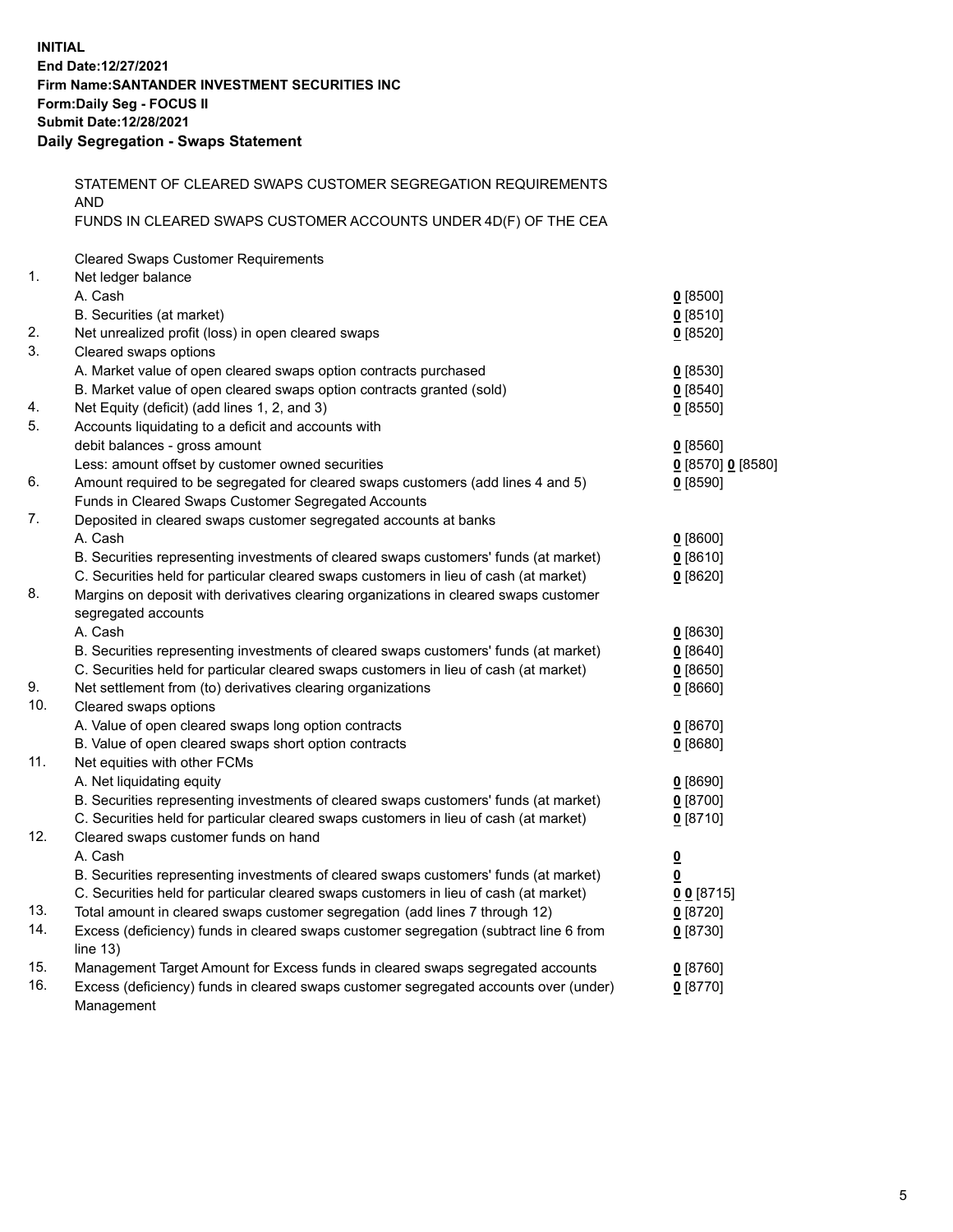**INITIAL**
**End Date:12/27/2021**
**Firm Name:SANTANDER INVESTMENT SECURITIES INC**
**Form:Daily Seg - FOCUS II**
**Submit Date:12/28/2021**
**Daily Segregation - Swaps Statement**

STATEMENT OF CLEARED SWAPS CUSTOMER SEGREGATION REQUIREMENTS AND FUNDS IN CLEARED SWAPS CUSTOMER ACCOUNTS UNDER 4D(F) OF THE CEA

| | | |
|---|---|---|
| | Cleared Swaps Customer Requirements | |
| 1. | Net ledger balance | |
| | A. Cash | 0 [8500] |
| | B. Securities (at market) | 0 [8510] |
| 2. | Net unrealized profit (loss) in open cleared swaps | 0 [8520] |
| 3. | Cleared swaps options | |
| | A. Market value of open cleared swaps option contracts purchased | 0 [8530] |
| | B. Market value of open cleared swaps option contracts granted (sold) | 0 [8540] |
| 4. | Net Equity (deficit) (add lines 1, 2, and 3) | 0 [8550] |
| 5. | Accounts liquidating to a deficit and accounts with debit balances - gross amount | 0 [8560] |
| | Less: amount offset by customer owned securities | 0 [8570] 0 [8580] |
| 6. | Amount required to be segregated for cleared swaps customers (add lines 4 and 5) | 0 [8590] |
| | Funds in Cleared Swaps Customer Segregated Accounts | |
| 7. | Deposited in cleared swaps customer segregated accounts at banks | |
| | A. Cash | 0 [8600] |
| | B. Securities representing investments of cleared swaps customers' funds (at market) | 0 [8610] |
| | C. Securities held for particular cleared swaps customers in lieu of cash (at market) | 0 [8620] |
| 8. | Margins on deposit with derivatives clearing organizations in cleared swaps customer segregated accounts | |
| | A. Cash | 0 [8630] |
| | B. Securities representing investments of cleared swaps customers' funds (at market) | 0 [8640] |
| | C. Securities held for particular cleared swaps customers in lieu of cash (at market) | 0 [8650] |
| 9. | Net settlement from (to) derivatives clearing organizations | 0 [8660] |
| 10. | Cleared swaps options | |
| | A. Value of open cleared swaps long option contracts | 0 [8670] |
| | B. Value of open cleared swaps short option contracts | 0 [8680] |
| 11. | Net equities with other FCMs | |
| | A. Net liquidating equity | 0 [8690] |
| | B. Securities representing investments of cleared swaps customers' funds (at market) | 0 [8700] |
| | C. Securities held for particular cleared swaps customers in lieu of cash (at market) | 0 [8710] |
| 12. | Cleared swaps customer funds on hand | |
| | A. Cash | 0 |
| | B. Securities representing investments of cleared swaps customers' funds (at market) | 0 |
| | C. Securities held for particular cleared swaps customers in lieu of cash (at market) | 0 0 [8715] |
| 13. | Total amount in cleared swaps customer segregation (add lines 7 through 12) | 0 [8720] |
| 14. | Excess (deficiency) funds in cleared swaps customer segregation (subtract line 6 from line 13) | 0 [8730] |
| 15. | Management Target Amount for Excess funds in cleared swaps segregated accounts | 0 [8760] |
| 16. | Excess (deficiency) funds in cleared swaps customer segregated accounts over (under) Management | 0 [8770] |